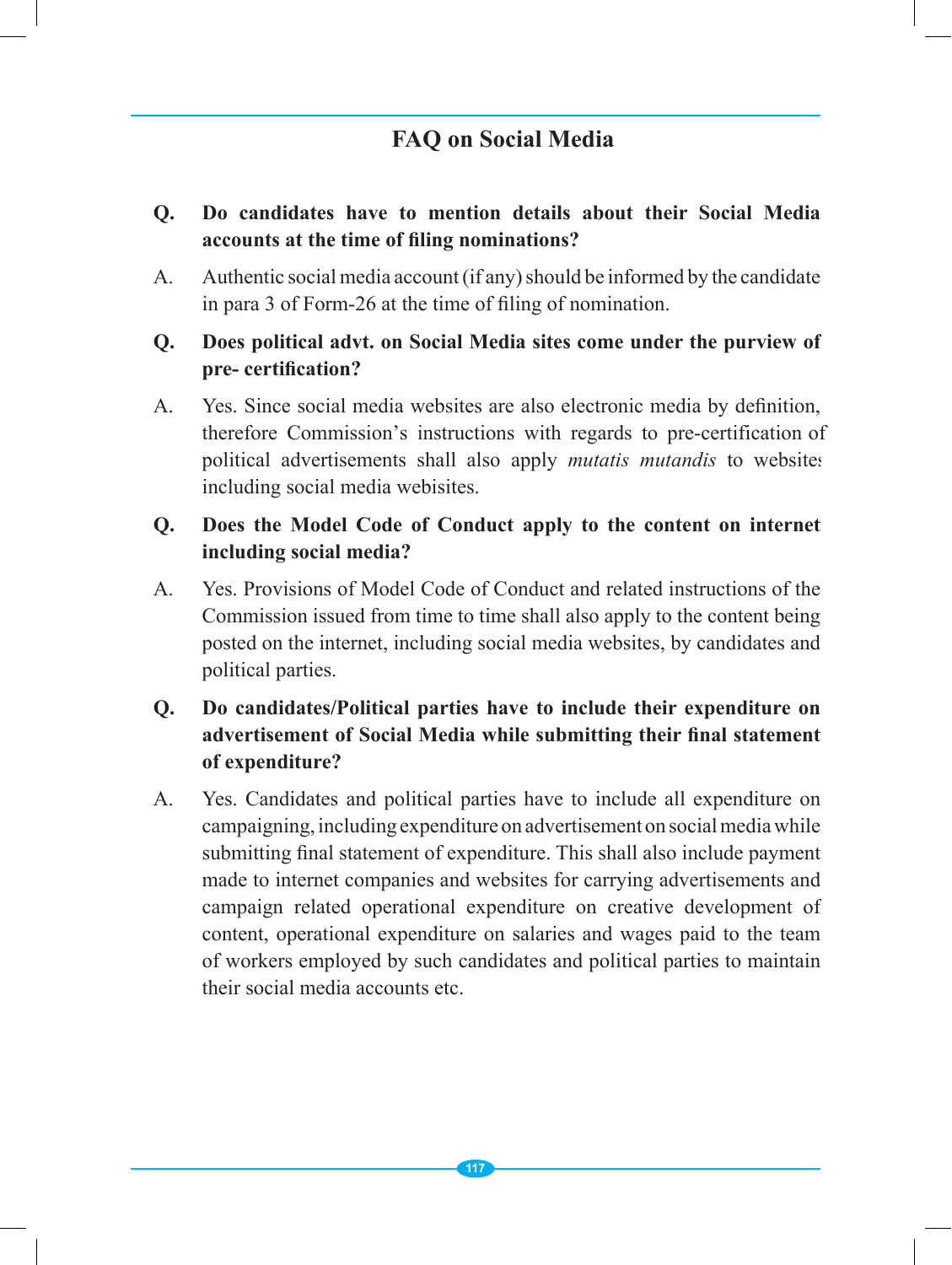# FAQ on Social Media

**Q. Do candidates have to mention details about their Social Media accounts at the time of filing nominations?**

A. Authentic social media account (if any) should be informed by the candidate in para 3 of Form-26 at the time of filing of nomination.

**Q. Does political advt. on Social Media sites come under the purview of pre- certification?**

A. Yes. Since social media websites are also electronic media by definition, therefore Commission's instructions with regards to pre-certification of political advertisements shall also apply *mutatis mutandis* to websites including social media webisites.

**Q. Does the Model Code of Conduct apply to the content on internet including social media?**

A. Yes. Provisions of Model Code of Conduct and related instructions of the Commission issued from time to time shall also apply to the content being posted on the internet, including social media websites, by candidates and political parties.

**Q. Do candidates/Political parties have to include their expenditure on advertisement of Social Media while submitting their final statement of expenditure?**

A. Yes. Candidates and political parties have to include all expenditure on campaigning, including expenditure on advertisement on social media while submitting final statement of expenditure. This shall also include payment made to internet companies and websites for carrying advertisements and campaign related operational expenditure on creative development of content, operational expenditure on salaries and wages paid to the team of workers employed by such candidates and political parties to maintain their social media accounts etc.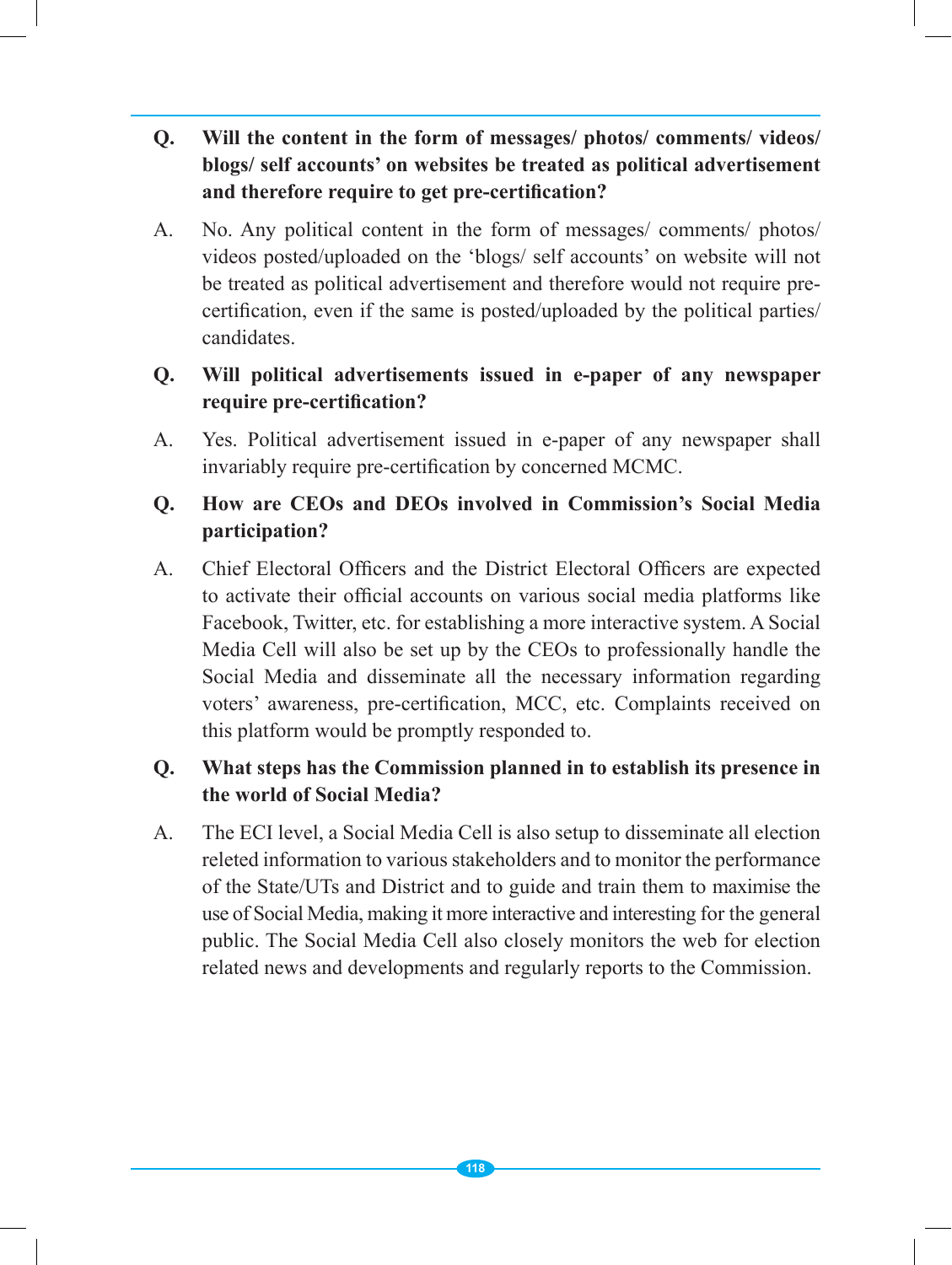**Q. Will the content in the form of messages/ photos/ comments/ videos/ blogs/ self accounts' on websites be treated as political advertisement and therefore require to get pre-certification?**

A. No. Any political content in the form of messages/ comments/ photos/ videos posted/uploaded on the 'blogs/ self accounts' on website will not be treated as political advertisement and therefore would not require pre-certification, even if the same is posted/uploaded by the political parties/ candidates.

**Q. Will political advertisements issued in e-paper of any newspaper require pre-certification?**

A. Yes. Political advertisement issued in e-paper of any newspaper shall invariably require pre-certification by concerned MCMC.

**Q. How are CEOs and DEOs involved in Commission's Social Media participation?**

A. Chief Electoral Officers and the District Electoral Officers are expected to activate their official accounts on various social media platforms like Facebook, Twitter, etc. for establishing a more interactive system. A Social Media Cell will also be set up by the CEOs to professionally handle the Social Media and disseminate all the necessary information regarding voters' awareness, pre-certification, MCC, etc. Complaints received on this platform would be promptly responded to.

**Q. What steps has the Commission planned in to establish its presence in the world of Social Media?**

A. The ECI level, a Social Media Cell is also setup to disseminate all election releted information to various stakeholders and to monitor the performance of the State/UTs and District and to guide and train them to maximise the use of Social Media, making it more interactive and interesting for the general public. The Social Media Cell also closely monitors the web for election related news and developments and regularly reports to the Commission.